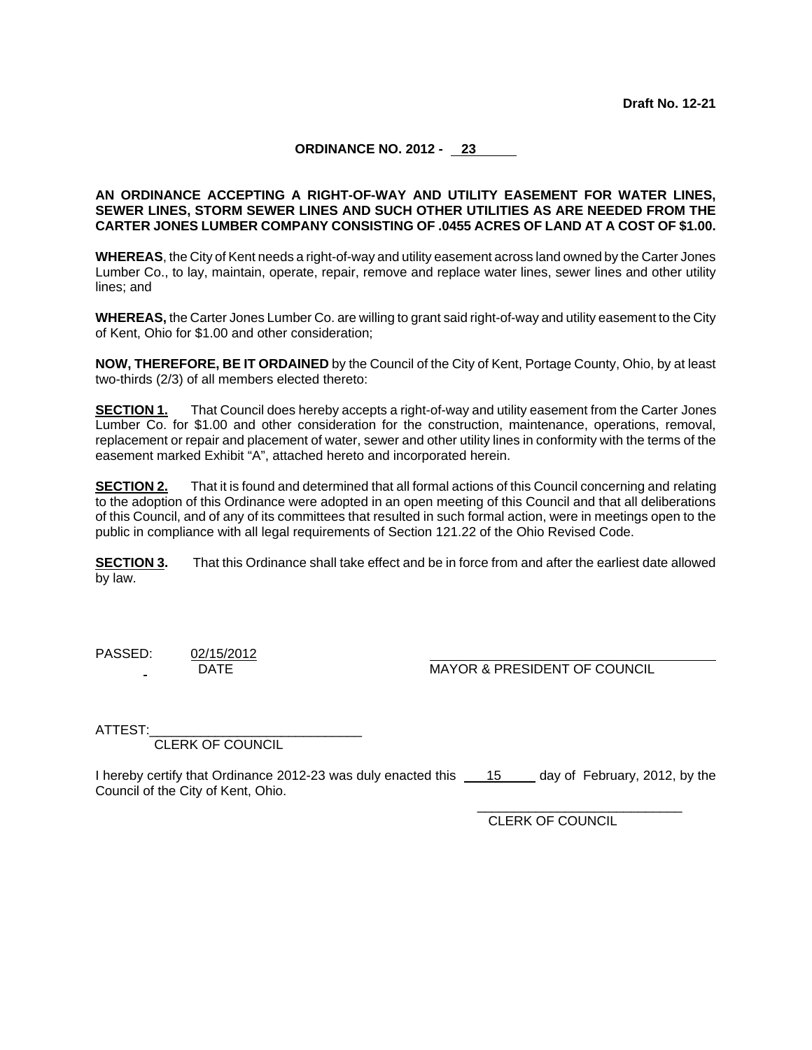**Draft No. 12-21**

**ORDINANCE NO. 2012 - 23**

**AN ORDINANCE ACCEPTING A RIGHT-OF-WAY AND UTILITY EASEMENT FOR WATER LINES, SEWER LINES, STORM SEWER LINES AND SUCH OTHER UTILITIES AS ARE NEEDED FROM THE CARTER JONES LUMBER COMPANY CONSISTING OF .0455 ACRES OF LAND AT A COST OF $1.00.**

**WHEREAS**, the City of Kent needs a right-of-way and utility easement across land owned by the Carter Jones Lumber Co., to lay, maintain, operate, repair, remove and replace water lines, sewer lines and other utility lines; and

**WHEREAS,** the Carter Jones Lumber Co. are willing to grant said right-of-way and utility easement to the City of Kent, Ohio for $1.00 and other consideration;

**NOW, THEREFORE, BE IT ORDAINED** by the Council of the City of Kent, Portage County, Ohio, by at least two-thirds (2/3) of all members elected thereto:

**SECTION 1.** That Council does hereby accepts a right-of-way and utility easement from the Carter Jones Lumber Co. for $1.00 and other consideration for the construction, maintenance, operations, removal, replacement or repair and placement of water, sewer and other utility lines in conformity with the terms of the easement marked Exhibit "A", attached hereto and incorporated herein.

**SECTION 2.** That it is found and determined that all formal actions of this Council concerning and relating to the adoption of this Ordinance were adopted in an open meeting of this Council and that all deliberations of this Council, and of any of its committees that resulted in such formal action, were in meetings open to the public in compliance with all legal requirements of Section 121.22 of the Ohio Revised Code.

**SECTION 3.** That this Ordinance shall take effect and be in force from and after the earliest date allowed by law.

PASSED: 02/15/2012
DATE

______________________________
MAYOR & PRESIDENT OF COUNCIL

ATTEST: ______________________________
CLERK OF COUNCIL

I hereby certify that Ordinance 2012-23 was duly enacted this 15 day of February, 2012, by the Council of the City of Kent, Ohio.

______________________________
CLERK OF COUNCIL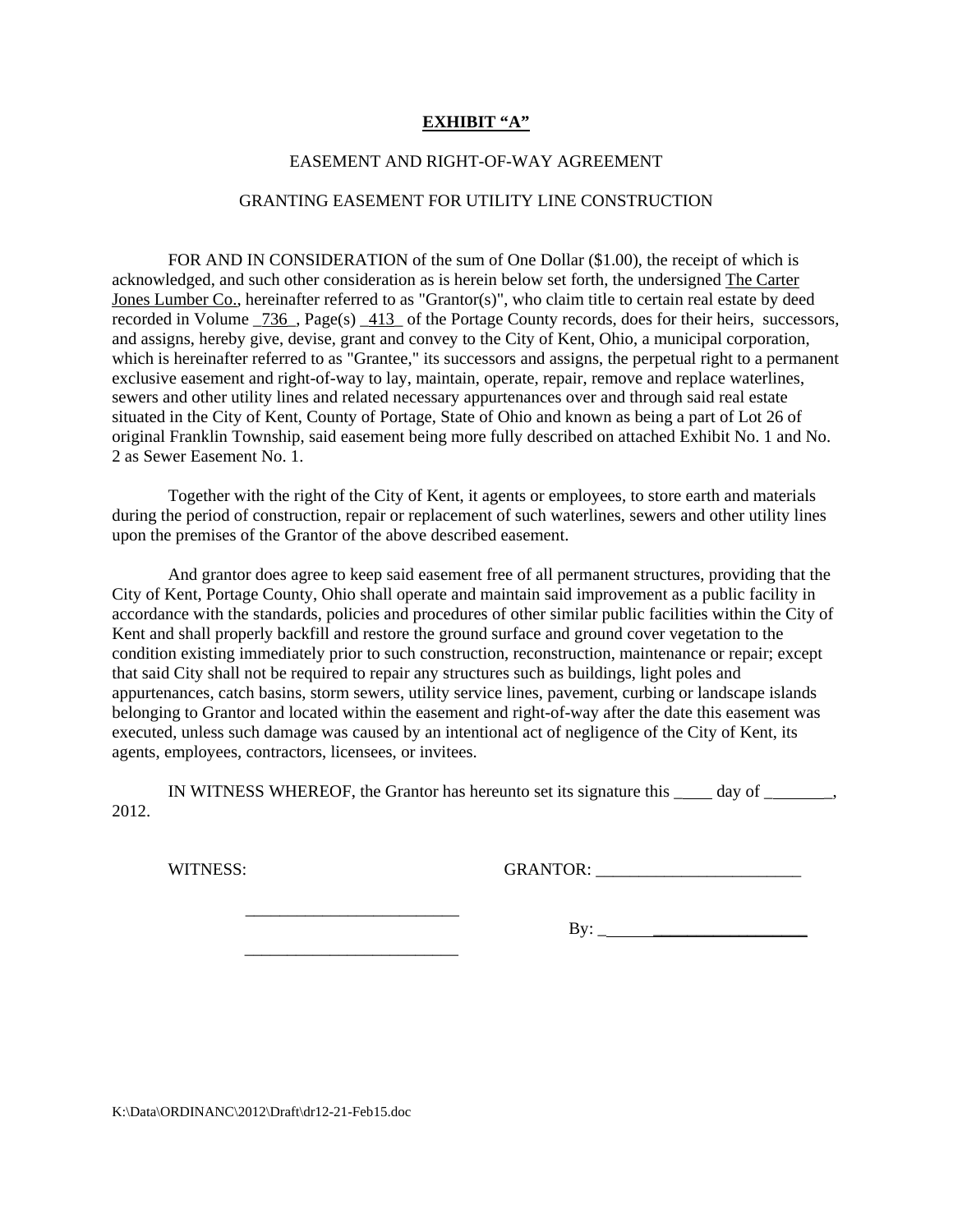**EXHIBIT "A"**

EASEMENT AND RIGHT-OF-WAY AGREEMENT

GRANTING EASEMENT FOR UTILITY LINE CONSTRUCTION

FOR AND IN CONSIDERATION of the sum of One Dollar ($1.00), the receipt of which is acknowledged, and such other consideration as is herein below set forth, the undersigned The Carter Jones Lumber Co., hereinafter referred to as "Grantor(s)", who claim title to certain real estate by deed recorded in Volume _736_, Page(s) _413_ of the Portage County records, does for their heirs, successors, and assigns, hereby give, devise, grant and convey to the City of Kent, Ohio, a municipal corporation, which is hereinafter referred to as "Grantee," its successors and assigns, the perpetual right to a permanent exclusive easement and right-of-way to lay, maintain, operate, repair, remove and replace waterlines, sewers and other utility lines and related necessary appurtenances over and through said real estate situated in the City of Kent, County of Portage, State of Ohio and known as being a part of Lot 26 of original Franklin Township, said easement being more fully described on attached Exhibit No. 1 and No. 2 as Sewer Easement No. 1.

Together with the right of the City of Kent, it agents or employees, to store earth and materials during the period of construction, repair or replacement of such waterlines, sewers and other utility lines upon the premises of the Grantor of the above described easement.

And grantor does agree to keep said easement free of all permanent structures, providing that the City of Kent, Portage County, Ohio shall operate and maintain said improvement as a public facility in accordance with the standards, policies and procedures of other similar public facilities within the City of Kent and shall properly backfill and restore the ground surface and ground cover vegetation to the condition existing immediately prior to such construction, reconstruction, maintenance or repair; except that said City shall not be required to repair any structures such as buildings, light poles and appurtenances, catch basins, storm sewers, utility service lines, pavement, curbing or landscape islands belonging to Grantor and located within the easement and right-of-way after the date this easement was executed, unless such damage was caused by an intentional act of negligence of the City of Kent, its agents, employees, contractors, licensees, or invitees.

IN WITNESS WHEREOF, the Grantor has hereunto set its signature this ____ day of ________, 2012.

WITNESS: GRANTOR: ________________________

_________________________

By: ________________________

_________________________

K:\Data\ORDINANC\2012\Draft\dr12-21-Feb15.doc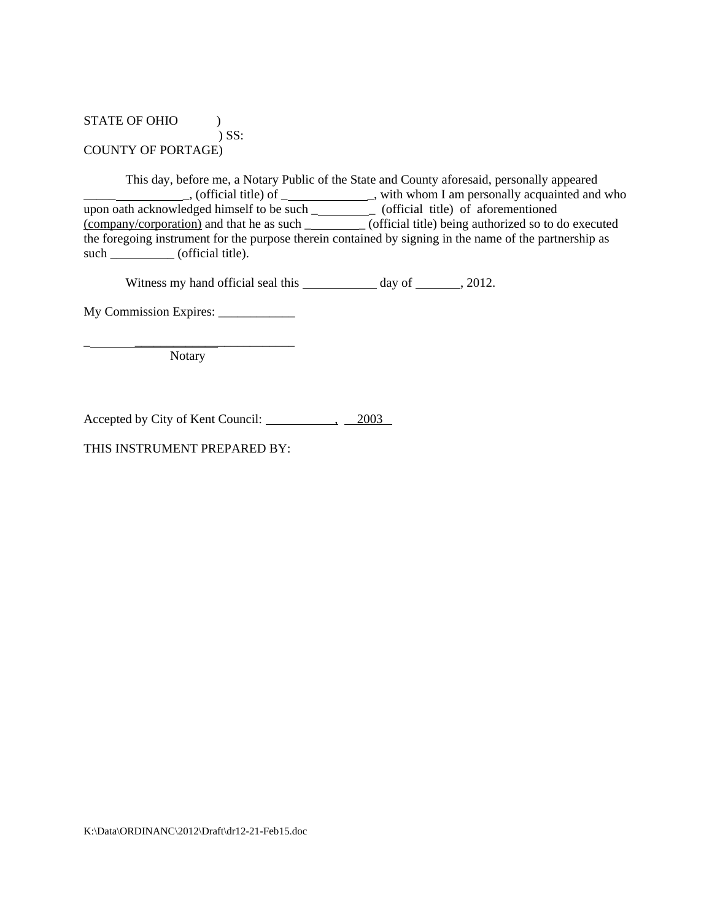STATE OF OHIO )
) SS:
COUNTY OF PORTAGE)

This day, before me, a Notary Public of the State and County aforesaid, personally appeared ________________, (official title) of ______________, with whom I am personally acquainted and who upon oath acknowledged himself to be such _________ (official title) of aforementioned (company/corporation) and that he as such _________ (official title) being authorized so to do executed the foregoing instrument for the purpose therein contained by signing in the name of the partnership as such __________ (official title).

Witness my hand official seal this ____________ day of _______, 2012.

My Commission Expires: ____________

______________________________
Notary

Accepted by City of Kent Council: ___________, 2003

THIS INSTRUMENT PREPARED BY:

K:\Data\ORDINANC\2012\Draft\dr12-21-Feb15.doc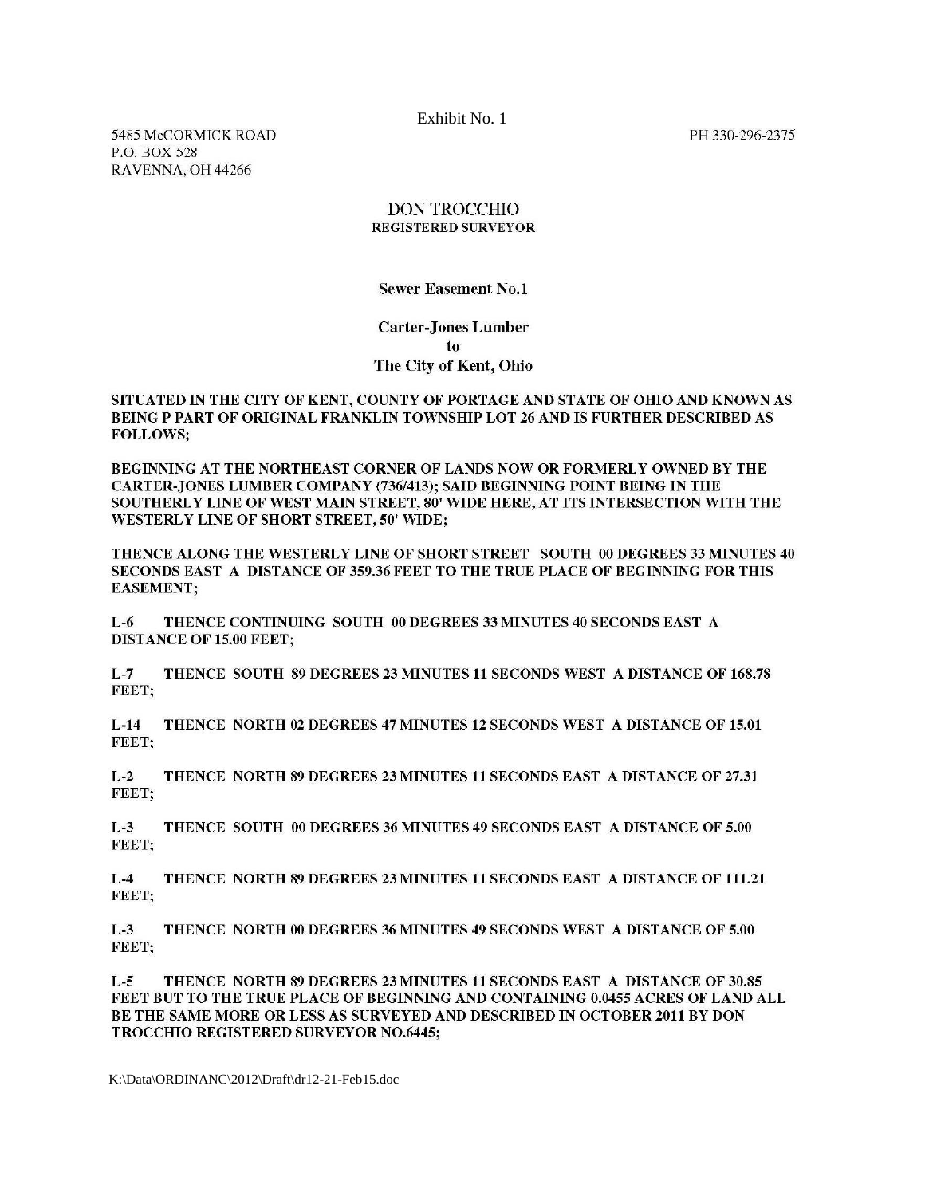Exhibit No. 1

5485 McCORMICK ROAD
P.O. BOX 528
RAVENNA, OH 44266

PH 330-296-2375

## DON TROCCHIO
**REGISTERED SURVEYOR**

### Sewer Easement No.1

**Carter-Jones Lumber**
**to**
**The City of Kent, Ohio**

**SITUATED IN THE CITY OF KENT, COUNTY OF PORTAGE AND STATE OF OHIO AND KNOWN AS BEING P PART OF ORIGINAL FRANKLIN TOWNSHIP LOT 26 AND IS FURTHER DESCRIBED AS FOLLOWS;**

**BEGINNING AT THE NORTHEAST CORNER OF LANDS NOW OR FORMERLY OWNED BY THE CARTER-JONES LUMBER COMPANY (736/413); SAID BEGINNING POINT BEING IN THE SOUTHERLY LINE OF WEST MAIN STREET, 80' WIDE HERE, AT ITS INTERSECTION WITH THE WESTERLY LINE OF SHORT STREET, 50' WIDE;**

**THENCE ALONG THE WESTERLY LINE OF SHORT STREET SOUTH 00 DEGREES 33 MINUTES 40 SECONDS EAST A DISTANCE OF 359.36 FEET TO THE TRUE PLACE OF BEGINNING FOR THIS EASEMENT;**

**L-6 THENCE CONTINUING SOUTH 00 DEGREES 33 MINUTES 40 SECONDS EAST A DISTANCE OF 15.00 FEET;**

**L-7 THENCE SOUTH 89 DEGREES 23 MINUTES 11 SECONDS WEST A DISTANCE OF 168.78 FEET;**

**L-14 THENCE NORTH 02 DEGREES 47 MINUTES 12 SECONDS WEST A DISTANCE OF 15.01 FEET;**

**L-2 THENCE NORTH 89 DEGREES 23 MINUTES 11 SECONDS EAST A DISTANCE OF 27.31 FEET;**

**L-3 THENCE SOUTH 00 DEGREES 36 MINUTES 49 SECONDS EAST A DISTANCE OF 5.00 FEET;**

**L-4 THENCE NORTH 89 DEGREES 23 MINUTES 11 SECONDS EAST A DISTANCE OF 111.21 FEET;**

**L-3 THENCE NORTH 00 DEGREES 36 MINUTES 49 SECONDS WEST A DISTANCE OF 5.00 FEET;**

**L-5 THENCE NORTH 89 DEGREES 23 MINUTES 11 SECONDS EAST A DISTANCE OF 30.85 FEET BUT TO THE TRUE PLACE OF BEGINNING AND CONTAINING 0.0455 ACRES OF LAND ALL BE THE SAME MORE OR LESS AS SURVEYED AND DESCRIBED IN OCTOBER 2011 BY DON TROCCHIO REGISTERED SURVEYOR NO.6445;**

K:\Data\ORDINANC\2012\Draft\dr12-21-Feb15.doc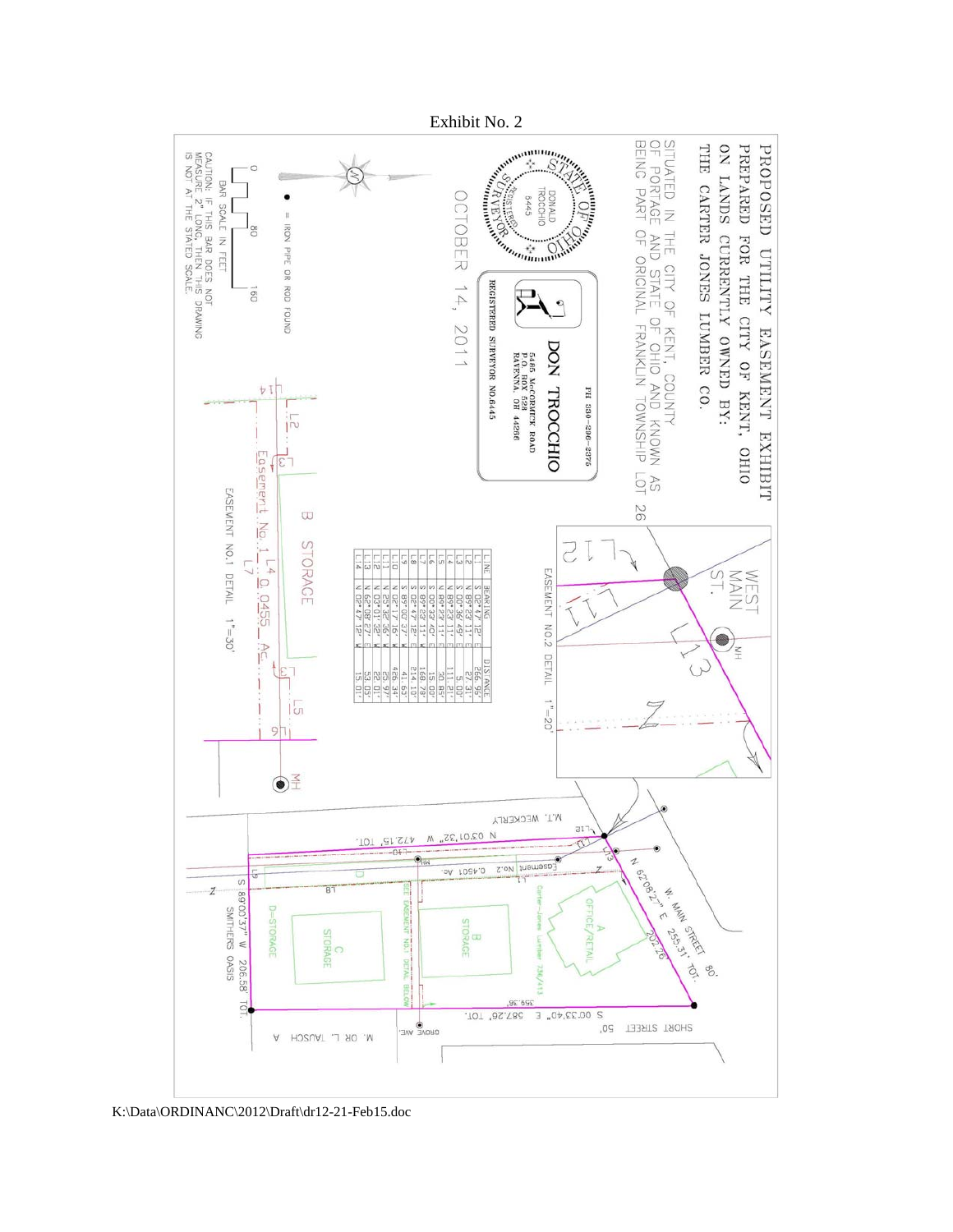Exhibit No. 2

PROPOSED UTILITY EASEMENT EXHIBIT
PREPARED FOR THE CITY OF KENT, OHIO
ON LANDS CURRENTLY OWNED BY:
THE CARTER JONES LUMBER CO.

SITUATED IN THE CITY OF KENT, COUNTY OF PORTAGE AND STATE OF OHIO AND KNOWN AS BEING PART OF ORIGINAL FRANKLIN TOWNSHIP LOT 26

STATE OF OHIO
DONALD TROCCHIO
6445
REGISTERED
SURVEYOR

DON TROCCHIO
PH 330-296-2375
5485 McCORMICK ROAD
P.O. BOX 528
RAVENNA, OH 44266
REGISTERED SURVEYOR NO.6445

OCTOBER 14, 2011

● = IRON PIPE OR ROD FOUND

0 80 160
BAR SCALE IN FEET

CAUTION: IF THIS BAR DOES NOT MEASURE 2" LONG, THEN THIS DRAWING IS NOT AT THE STATED SCALE.

EASEMENT NO.2 DETAIL 1"=20'

| LINE | BEARING | DISTANCE |
|---|---|---|
| L1 | S 02°47'12" E | 266.95' |
| L2 | N 89°23'11" E | 27.31' |
| L3 | S 00°36'49" E | 5.00' |
| L4 | N 89°23'11" E | 111.21' |
| L5 | N 89°23'11" E | 30.85' |
| L6 | S 00°33'40" E | 15.00' |
| L7 | S 89°23'11" W | 168.78' |
| L8 | S 02°47'12" E | 214.10' |
| L9 | S 89°00'37" W | 41.63' |
| L10 | N 02°17'16" W | 426.34' |
| L11 | N 25°32'36" W | 25.97' |
| L12 | N 03°01'32" W | 22.01' |
| L13 | N 62°08'27" E | 53.05' |
| L14 | N 02°47'12" W | 15.01' |

B STORAGE

Easement No.1 0.0455 Ac.

EASEMENT NO.1 DETAIL 1"=30'

WEST MAIN ST.

MH

M.T. WECKERLY

N 03°01'32" W 472.15' TOT.

Easement No.2 0.4501 Ac.

Carter-Jones Lumber 736/413

SEE EASEMENT NO.1 DETAIL BELOW

A OFFICE/RETAIL

B STORAGE

C STORAGE

D D=STORAGE

N 62°08'27" E 255.31' TOT.

W. MAIN STREET 80'

202.26'

S 00°33'40" E 587.26' TOT.

359.36'

SHORT STREET 50'

GROVE AVE.

M. OR L. TAUSCH A

S 89°00'37" W 206.58' TOT.

SMITHERS OASIS

K:\Data\ORDINANC\2012\Draft\dr12-21-Feb15.doc